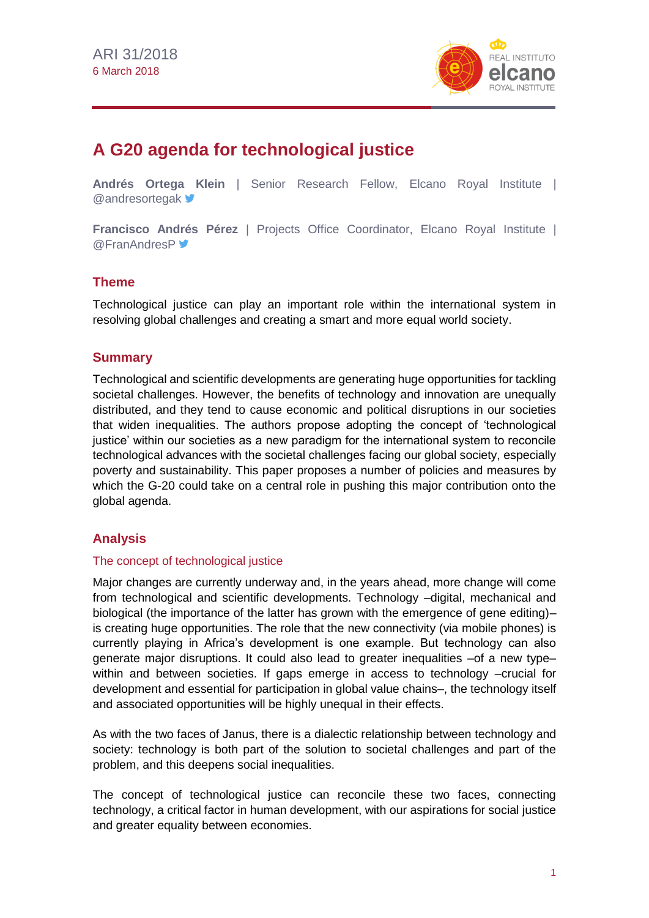ARI 31/2018
6 March 2018

# A G20 agenda for technological justice

**Andrés Ortega Klein** | Senior Research Fellow, Elcano Royal Institute | @andresortegak

**Francisco Andrés Pérez** | Projects Office Coordinator, Elcano Royal Institute | @FranAndresP

## Theme

Technological justice can play an important role within the international system in resolving global challenges and creating a smart and more equal world society.

## Summary

Technological and scientific developments are generating huge opportunities for tackling societal challenges. However, the benefits of technology and innovation are unequally distributed, and they tend to cause economic and political disruptions in our societies that widen inequalities. The authors propose adopting the concept of 'technological justice' within our societies as a new paradigm for the international system to reconcile technological advances with the societal challenges facing our global society, especially poverty and sustainability. This paper proposes a number of policies and measures by which the G-20 could take on a central role in pushing this major contribution onto the global agenda.

## Analysis

### The concept of technological justice

Major changes are currently underway and, in the years ahead, more change will come from technological and scientific developments. Technology –digital, mechanical and biological (the importance of the latter has grown with the emergence of gene editing)– is creating huge opportunities. The role that the new connectivity (via mobile phones) is currently playing in Africa's development is one example. But technology can also generate major disruptions. It could also lead to greater inequalities –of a new type– within and between societies. If gaps emerge in access to technology –crucial for development and essential for participation in global value chains–, the technology itself and associated opportunities will be highly unequal in their effects.

As with the two faces of Janus, there is a dialectic relationship between technology and society: technology is both part of the solution to societal challenges and part of the problem, and this deepens social inequalities.

The concept of technological justice can reconcile these two faces, connecting technology, a critical factor in human development, with our aspirations for social justice and greater equality between economies.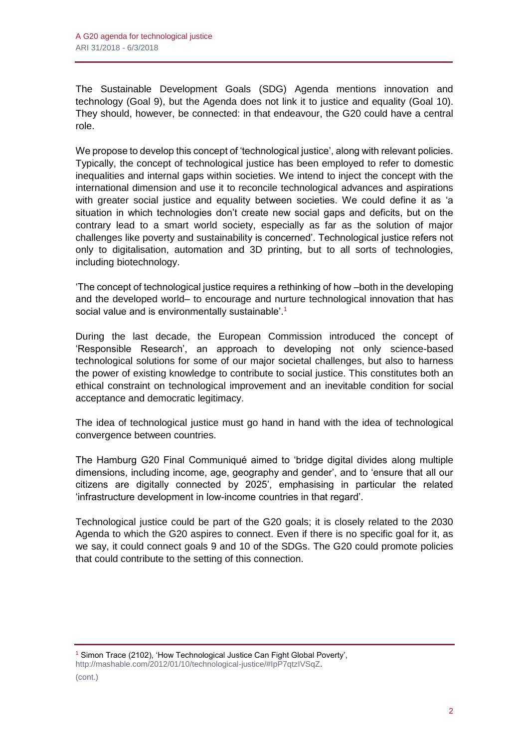The Sustainable Development Goals (SDG) Agenda mentions innovation and technology (Goal 9), but the Agenda does not link it to justice and equality (Goal 10). They should, however, be connected: in that endeavour, the G20 could have a central role.

We propose to develop this concept of 'technological justice', along with relevant policies. Typically, the concept of technological justice has been employed to refer to domestic inequalities and internal gaps within societies. We intend to inject the concept with the international dimension and use it to reconcile technological advances and aspirations with greater social justice and equality between societies. We could define it as 'a situation in which technologies don't create new social gaps and deficits, but on the contrary lead to a smart world society, especially as far as the solution of major challenges like poverty and sustainability is concerned'. Technological justice refers not only to digitalisation, automation and 3D printing, but to all sorts of technologies, including biotechnology.

'The concept of technological justice requires a rethinking of how –both in the developing and the developed world– to encourage and nurture technological innovation that has social value and is environmentally sustainable'.[1]

During the last decade, the European Commission introduced the concept of 'Responsible Research', an approach to developing not only science-based technological solutions for some of our major societal challenges, but also to harness the power of existing knowledge to contribute to social justice. This constitutes both an ethical constraint on technological improvement and an inevitable condition for social acceptance and democratic legitimacy.

The idea of technological justice must go hand in hand with the idea of technological convergence between countries.

The Hamburg G20 Final Communiqué aimed to 'bridge digital divides along multiple dimensions, including income, age, geography and gender', and to 'ensure that all our citizens are digitally connected by 2025', emphasising in particular the related 'infrastructure development in low-income countries in that regard'.

Technological justice could be part of the G20 goals; it is closely related to the 2030 Agenda to which the G20 aspires to connect. Even if there is no specific goal for it, as we say, it could connect goals 9 and 10 of the SDGs. The G20 could promote policies that could contribute to the setting of this connection.

---

[1] Simon Trace (2102), 'How Technological Justice Can Fight Global Poverty', http://mashable.com/2012/01/10/technological-justice/#IpP7qtzIVSqZ.

(cont.)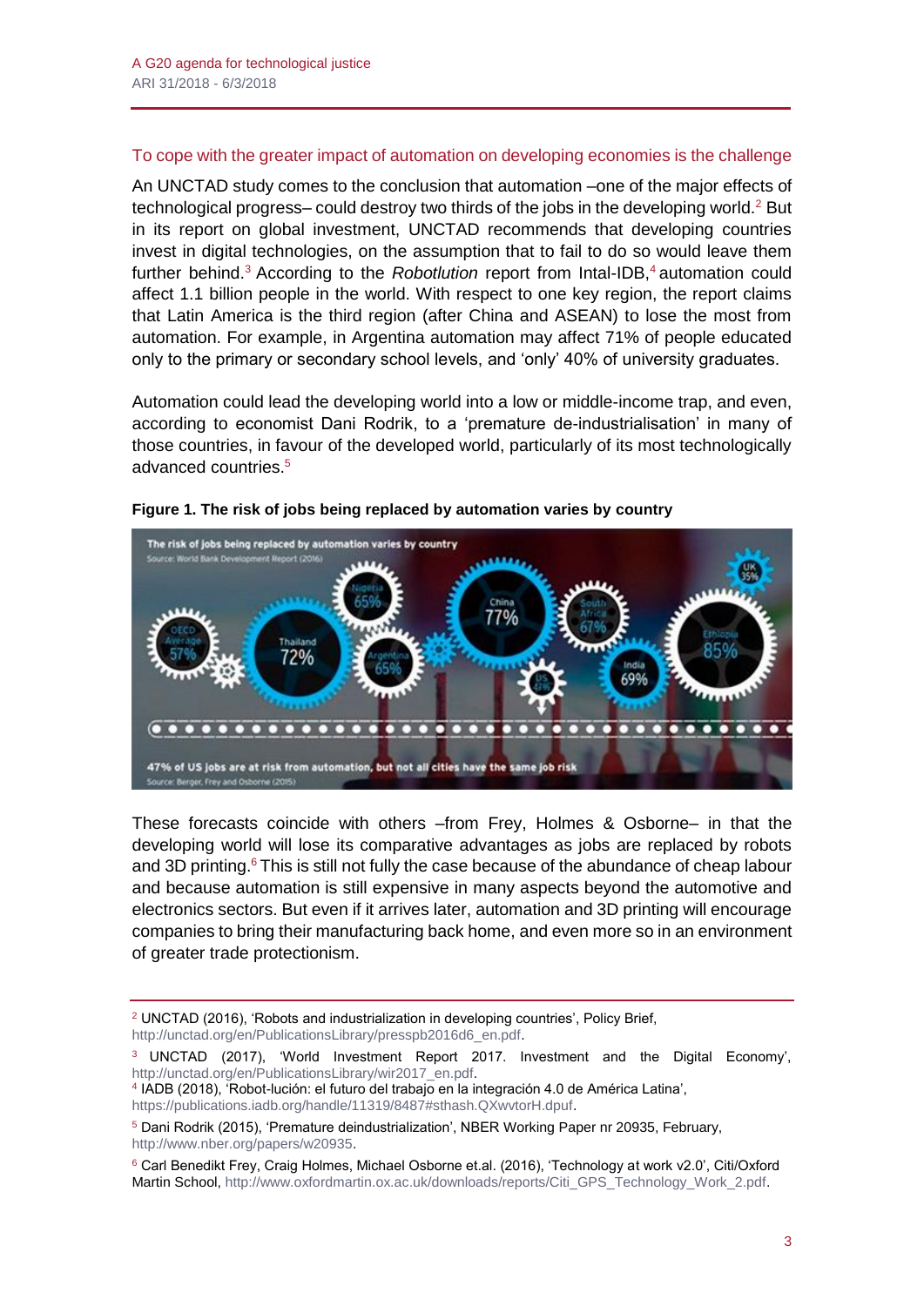## To cope with the greater impact of automation on developing economies is the challenge

An UNCTAD study comes to the conclusion that automation –one of the major effects of technological progress– could destroy two thirds of the jobs in the developing world.[2] But in its report on global investment, UNCTAD recommends that developing countries invest in digital technologies, on the assumption that to fail to do so would leave them further behind.[3] According to the *Robotlution* report from Intal-IDB,[4] automation could affect 1.1 billion people in the world. With respect to one key region, the report claims that Latin America is the third region (after China and ASEAN) to lose the most from automation. For example, in Argentina automation may affect 71% of people educated only to the primary or secondary school levels, and 'only' 40% of university graduates.

Automation could lead the developing world into a low or middle-income trap, and even, according to economist Dani Rodrik, to a 'premature de-industrialisation' in many of those countries, in favour of the developed world, particularly of its most technologically advanced countries.[5]

**Figure 1. The risk of jobs being replaced by automation varies by country**

These forecasts coincide with others –from Frey, Holmes & Osborne– in that the developing world will lose its comparative advantages as jobs are replaced by robots and 3D printing.[6] This is still not fully the case because of the abundance of cheap labour and because automation is still expensive in many aspects beyond the automotive and electronics sectors. But even if it arrives later, automation and 3D printing will encourage companies to bring their manufacturing back home, and even more so in an environment of greater trade protectionism.

---

[2] UNCTAD (2016), 'Robots and industrialization in developing countries', Policy Brief, http://unctad.org/en/PublicationsLibrary/presspb2016d6_en.pdf.

[3] UNCTAD (2017), 'World Investment Report 2017. Investment and the Digital Economy', http://unctad.org/en/PublicationsLibrary/wir2017_en.pdf.

[4] IADB (2018), 'Robot-lución: el futuro del trabajo en la integración 4.0 de América Latina', https://publications.iadb.org/handle/11319/8487#sthash.QXwvtorH.dpuf.

[5] Dani Rodrik (2015), 'Premature deindustrialization', NBER Working Paper nr 20935, February, http://www.nber.org/papers/w20935.

[6] Carl Benedikt Frey, Craig Holmes, Michael Osborne et.al. (2016), 'Technology at work v2.0', Citi/Oxford Martin School, http://www.oxfordmartin.ox.ac.uk/downloads/reports/Citi_GPS_Technology_Work_2.pdf.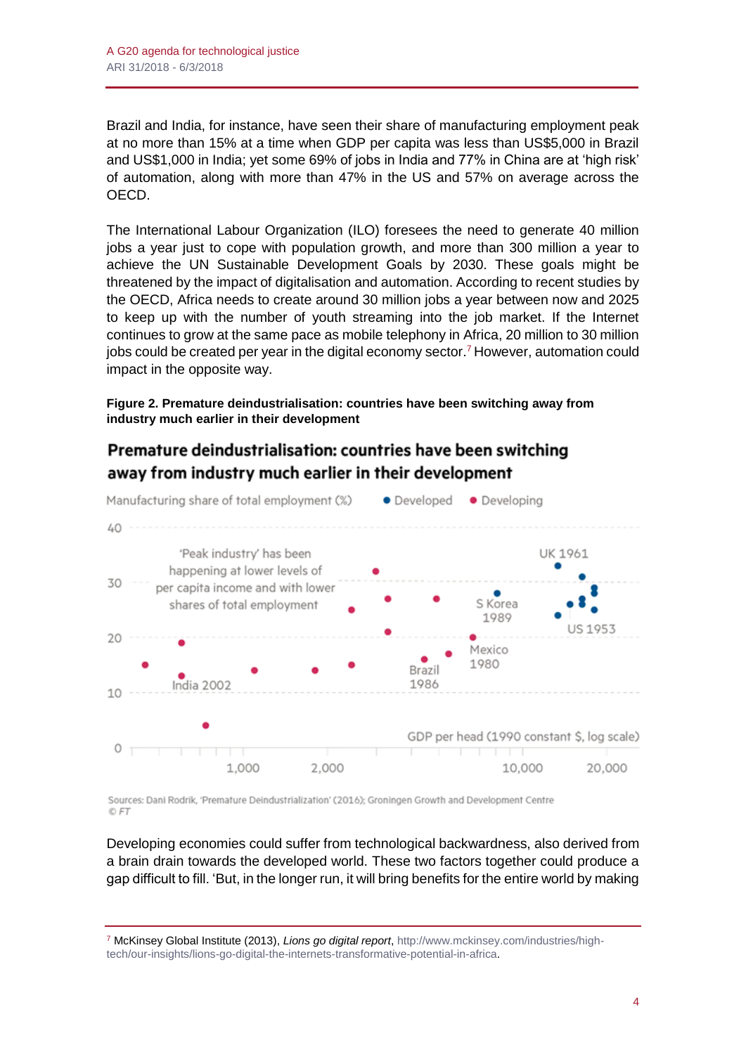Brazil and India, for instance, have seen their share of manufacturing employment peak at no more than 15% at a time when GDP per capita was less than US$5,000 in Brazil and US$1,000 in India; yet some 69% of jobs in India and 77% in China are at 'high risk' of automation, along with more than 47% in the US and 57% on average across the OECD.

The International Labour Organization (ILO) foresees the need to generate 40 million jobs a year just to cope with population growth, and more than 300 million a year to achieve the UN Sustainable Development Goals by 2030. These goals might be threatened by the impact of digitalisation and automation. According to recent studies by the OECD, Africa needs to create around 30 million jobs a year between now and 2025 to keep up with the number of youth streaming into the job market. If the Internet continues to grow at the same pace as mobile telephony in Africa, 20 million to 30 million jobs could be created per year in the digital economy sector.[7] However, automation could impact in the opposite way.

**Figure 2. Premature deindustrialisation: countries have been switching away from industry much earlier in their development**

Premature deindustrialisation: countries have been switching away from industry much earlier in their development

Manufacturing share of total employment (%) ● Developed ● Developing

'Peak industry' has been happening at lower levels of per capita income and with lower shares of total employment

UK 1961, S Korea 1989, US 1953, Mexico 1980, Brazil 1986, India 2002

GDP per head (1990 constant $, log scale)

Sources: Dani Rodrik, 'Premature Deindustrialization' (2016); Groningen Growth and Development Centre
© FT

Developing economies could suffer from technological backwardness, also derived from a brain drain towards the developed world. These two factors together could produce a gap difficult to fill. 'But, in the longer run, it will bring benefits for the entire world by making

[7] McKinsey Global Institute (2013), *Lions go digital report*, http://www.mckinsey.com/industries/high-tech/our-insights/lions-go-digital-the-internets-transformative-potential-in-africa.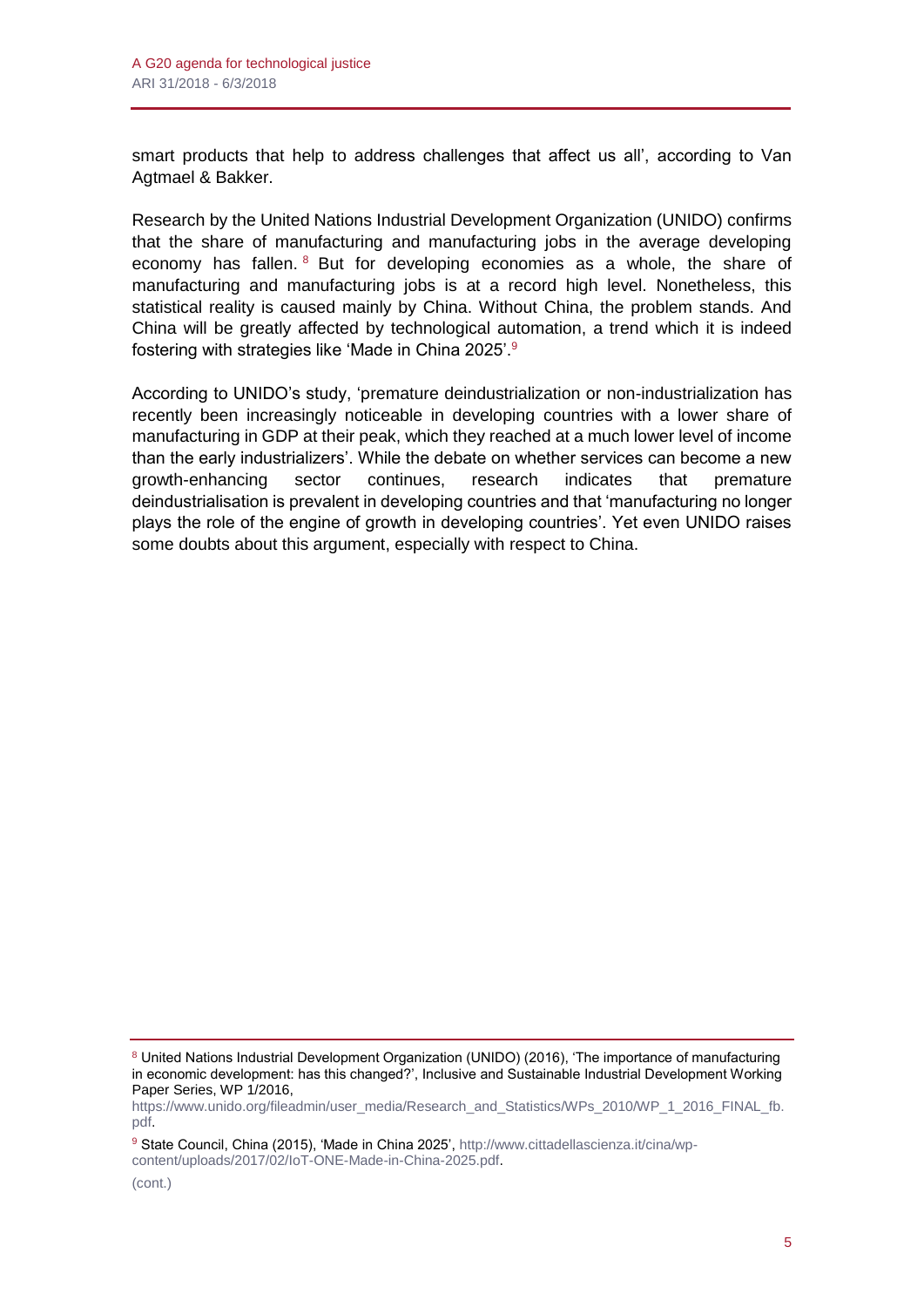smart products that help to address challenges that affect us all', according to Van Agtmael & Bakker.

Research by the United Nations Industrial Development Organization (UNIDO) confirms that the share of manufacturing and manufacturing jobs in the average developing economy has fallen.[8] But for developing economies as a whole, the share of manufacturing and manufacturing jobs is at a record high level. Nonetheless, this statistical reality is caused mainly by China. Without China, the problem stands. And China will be greatly affected by technological automation, a trend which it is indeed fostering with strategies like 'Made in China 2025'.[9]

According to UNIDO's study, 'premature deindustrialization or non-industrialization has recently been increasingly noticeable in developing countries with a lower share of manufacturing in GDP at their peak, which they reached at a much lower level of income than the early industrializers'. While the debate on whether services can become a new growth-enhancing sector continues, research indicates that premature deindustrialisation is prevalent in developing countries and that 'manufacturing no longer plays the role of the engine of growth in developing countries'. Yet even UNIDO raises some doubts about this argument, especially with respect to China.

---

[8] United Nations Industrial Development Organization (UNIDO) (2016), 'The importance of manufacturing in economic development: has this changed?', Inclusive and Sustainable Industrial Development Working Paper Series, WP 1/2016, https://www.unido.org/fileadmin/user_media/Research_and_Statistics/WPs_2010/WP_1_2016_FINAL_fb.pdf.

[9] State Council, China (2015), 'Made in China 2025', http://www.cittadellascienza.it/cina/wp-content/uploads/2017/02/IoT-ONE-Made-in-China-2025.pdf.

(cont.)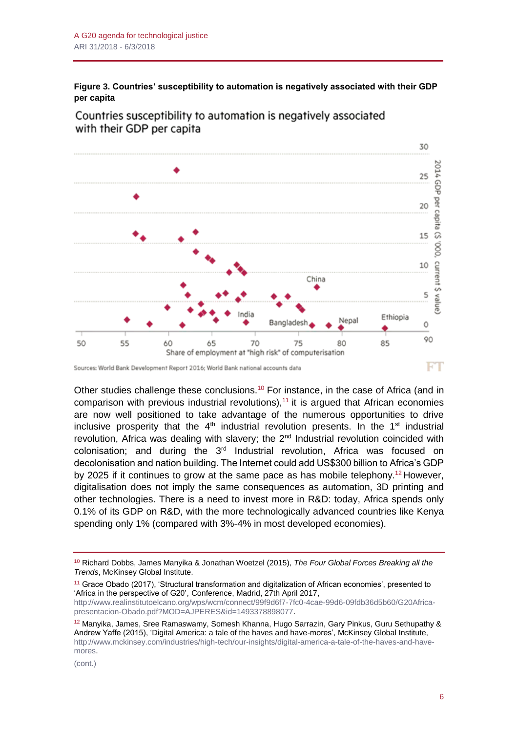**Figure 3. Countries' susceptibility to automation is negatively associated with their GDP per capita**

Countries susceptibility to automation is negatively associated with their GDP per capita

Sources: World Bank Development Report 2016; World Bank national accounts data

Other studies challenge these conclusions.[10] For instance, in the case of Africa (and in comparison with previous industrial revolutions),[11] it is argued that African economies are now well positioned to take advantage of the numerous opportunities to drive inclusive prosperity that the 4th industrial revolution presents. In the 1st industrial revolution, Africa was dealing with slavery; the 2nd Industrial revolution coincided with colonisation; and during the 3rd Industrial revolution, Africa was focused on decolonisation and nation building. The Internet could add US$300 billion to Africa's GDP by 2025 if it continues to grow at the same pace as has mobile telephony.[12] However, digitalisation does not imply the same consequences as automation, 3D printing and other technologies. There is a need to invest more in R&D: today, Africa spends only 0.1% of its GDP on R&D, with the more technologically advanced countries like Kenya spending only 1% (compared with 3%-4% in most developed economies).

---

[10] Richard Dobbs, James Manyika & Jonathan Woetzel (2015), *The Four Global Forces Breaking all the Trends*, McKinsey Global Institute.

[11] Grace Obado (2017), 'Structural transformation and digitalization of African economies', presented to 'Africa in the perspective of G20', Conference, Madrid, 27th April 2017, http://www.realinstitutoelcano.org/wps/wcm/connect/99f9d6f7-7fc0-4cae-99d6-09fdb36d5b60/G20Africa-presentacion-Obado.pdf?MOD=AJPERES&id=1493378898077.

[12] Manyika, James, Sree Ramaswamy, Somesh Khanna, Hugo Sarrazin, Gary Pinkus, Guru Sethupathy & Andrew Yaffe (2015), 'Digital America: a tale of the haves and have-mores', McKinsey Global Institute, http://www.mckinsey.com/industries/high-tech/our-insights/digital-america-a-tale-of-the-haves-and-have-mores.

(cont.)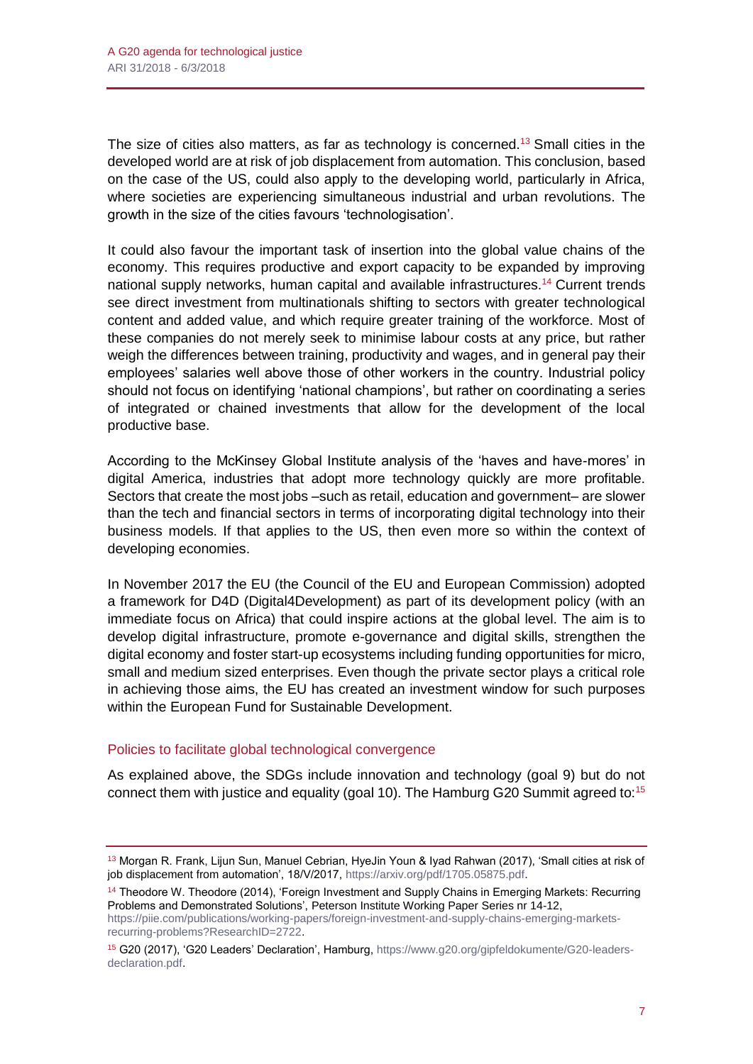The size of cities also matters, as far as technology is concerned.[13] Small cities in the developed world are at risk of job displacement from automation. This conclusion, based on the case of the US, could also apply to the developing world, particularly in Africa, where societies are experiencing simultaneous industrial and urban revolutions. The growth in the size of the cities favours 'technologisation'.

It could also favour the important task of insertion into the global value chains of the economy. This requires productive and export capacity to be expanded by improving national supply networks, human capital and available infrastructures.[14] Current trends see direct investment from multinationals shifting to sectors with greater technological content and added value, and which require greater training of the workforce. Most of these companies do not merely seek to minimise labour costs at any price, but rather weigh the differences between training, productivity and wages, and in general pay their employees' salaries well above those of other workers in the country. Industrial policy should not focus on identifying 'national champions', but rather on coordinating a series of integrated or chained investments that allow for the development of the local productive base.

According to the McKinsey Global Institute analysis of the 'haves and have-mores' in digital America, industries that adopt more technology quickly are more profitable. Sectors that create the most jobs –such as retail, education and government– are slower than the tech and financial sectors in terms of incorporating digital technology into their business models. If that applies to the US, then even more so within the context of developing economies.

In November 2017 the EU (the Council of the EU and European Commission) adopted a framework for D4D (Digital4Development) as part of its development policy (with an immediate focus on Africa) that could inspire actions at the global level. The aim is to develop digital infrastructure, promote e-governance and digital skills, strengthen the digital economy and foster start-up ecosystems including funding opportunities for micro, small and medium sized enterprises. Even though the private sector plays a critical role in achieving those aims, the EU has created an investment window for such purposes within the European Fund for Sustainable Development.

## Policies to facilitate global technological convergence

As explained above, the SDGs include innovation and technology (goal 9) but do not connect them with justice and equality (goal 10). The Hamburg G20 Summit agreed to:[15]

---

[13] Morgan R. Frank, Lijun Sun, Manuel Cebrian, HyeJin Youn & Iyad Rahwan (2017), 'Small cities at risk of job displacement from automation', 18/V/2017, https://arxiv.org/pdf/1705.05875.pdf.

[14] Theodore W. Theodore (2014), 'Foreign Investment and Supply Chains in Emerging Markets: Recurring Problems and Demonstrated Solutions', Peterson Institute Working Paper Series nr 14-12, https://piie.com/publications/working-papers/foreign-investment-and-supply-chains-emerging-markets-recurring-problems?ResearchID=2722.

[15] G20 (2017), 'G20 Leaders' Declaration', Hamburg, https://www.g20.org/gipfeldokumente/G20-leaders-declaration.pdf.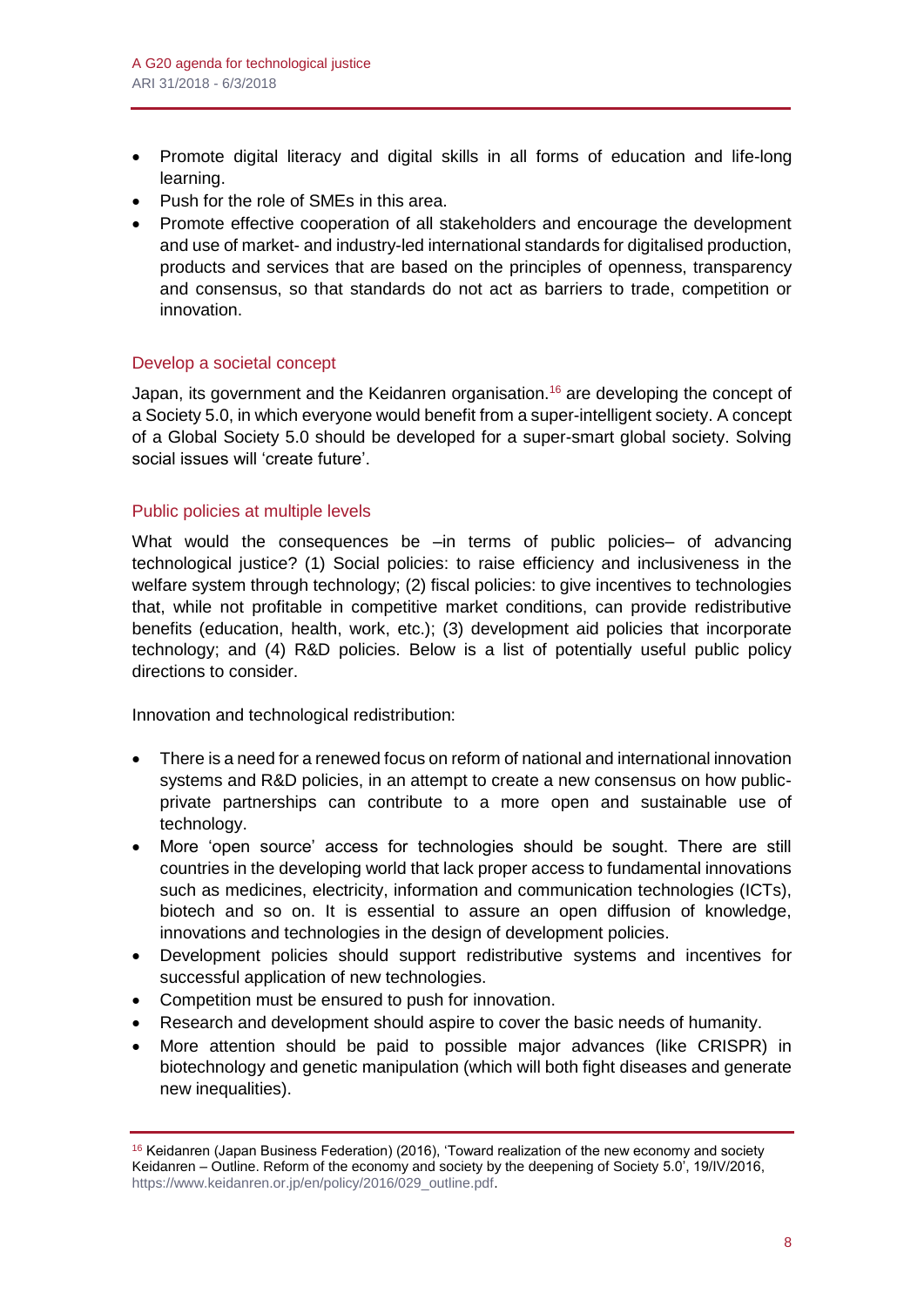- Promote digital literacy and digital skills in all forms of education and life-long learning.
- Push for the role of SMEs in this area.
- Promote effective cooperation of all stakeholders and encourage the development and use of market- and industry-led international standards for digitalised production, products and services that are based on the principles of openness, transparency and consensus, so that standards do not act as barriers to trade, competition or innovation.

### Develop a societal concept

Japan, its government and the Keidanren organisation.[16] are developing the concept of a Society 5.0, in which everyone would benefit from a super-intelligent society. A concept of a Global Society 5.0 should be developed for a super-smart global society. Solving social issues will 'create future'.

### Public policies at multiple levels

What would the consequences be –in terms of public policies– of advancing technological justice? (1) Social policies: to raise efficiency and inclusiveness in the welfare system through technology; (2) fiscal policies: to give incentives to technologies that, while not profitable in competitive market conditions, can provide redistributive benefits (education, health, work, etc.); (3) development aid policies that incorporate technology; and (4) R&D policies. Below is a list of potentially useful public policy directions to consider.

Innovation and technological redistribution:

- There is a need for a renewed focus on reform of national and international innovation systems and R&D policies, in an attempt to create a new consensus on how public-private partnerships can contribute to a more open and sustainable use of technology.
- More 'open source' access for technologies should be sought. There are still countries in the developing world that lack proper access to fundamental innovations such as medicines, electricity, information and communication technologies (ICTs), biotech and so on. It is essential to assure an open diffusion of knowledge, innovations and technologies in the design of development policies.
- Development policies should support redistributive systems and incentives for successful application of new technologies.
- Competition must be ensured to push for innovation.
- Research and development should aspire to cover the basic needs of humanity.
- More attention should be paid to possible major advances (like CRISPR) in biotechnology and genetic manipulation (which will both fight diseases and generate new inequalities).

---

[16] Keidanren (Japan Business Federation) (2016), 'Toward realization of the new economy and society Keidanren – Outline. Reform of the economy and society by the deepening of Society 5.0', 19/IV/2016, https://www.keidanren.or.jp/en/policy/2016/029_outline.pdf.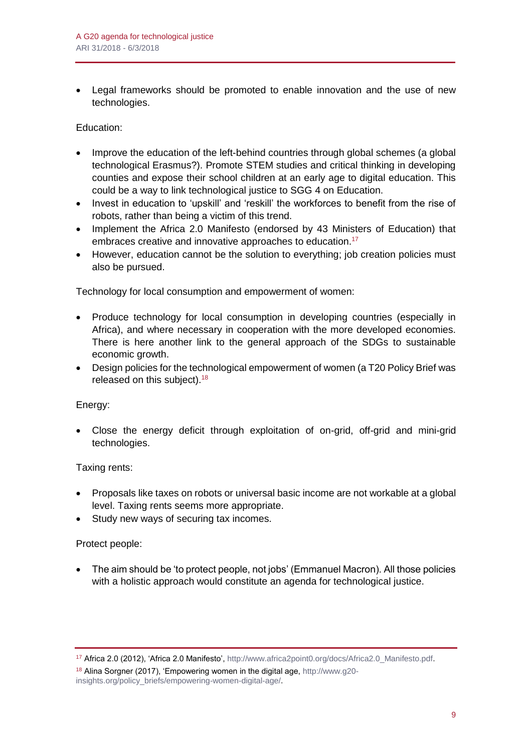- Legal frameworks should be promoted to enable innovation and the use of new technologies.

Education:

- Improve the education of the left-behind countries through global schemes (a global technological Erasmus?). Promote STEM studies and critical thinking in developing counties and expose their school children at an early age to digital education. This could be a way to link technological justice to SGG 4 on Education.
- Invest in education to 'upskill' and 'reskill' the workforces to benefit from the rise of robots, rather than being a victim of this trend.
- Implement the Africa 2.0 Manifesto (endorsed by 43 Ministers of Education) that embraces creative and innovative approaches to education.[17]
- However, education cannot be the solution to everything; job creation policies must also be pursued.

Technology for local consumption and empowerment of women:

- Produce technology for local consumption in developing countries (especially in Africa), and where necessary in cooperation with the more developed economies. There is here another link to the general approach of the SDGs to sustainable economic growth.
- Design policies for the technological empowerment of women (a T20 Policy Brief was released on this subject).[18]

Energy:

- Close the energy deficit through exploitation of on-grid, off-grid and mini-grid technologies.

Taxing rents:

- Proposals like taxes on robots or universal basic income are not workable at a global level. Taxing rents seems more appropriate.
- Study new ways of securing tax incomes.

Protect people:

- The aim should be 'to protect people, not jobs' (Emmanuel Macron). All those policies with a holistic approach would constitute an agenda for technological justice.

---

[17] Africa 2.0 (2012), 'Africa 2.0 Manifesto', http://www.africa2point0.org/docs/Africa2.0_Manifesto.pdf.

[18] Alina Sorgner (2017), 'Empowering women in the digital age, http://www.g20-insights.org/policy_briefs/empowering-women-digital-age/.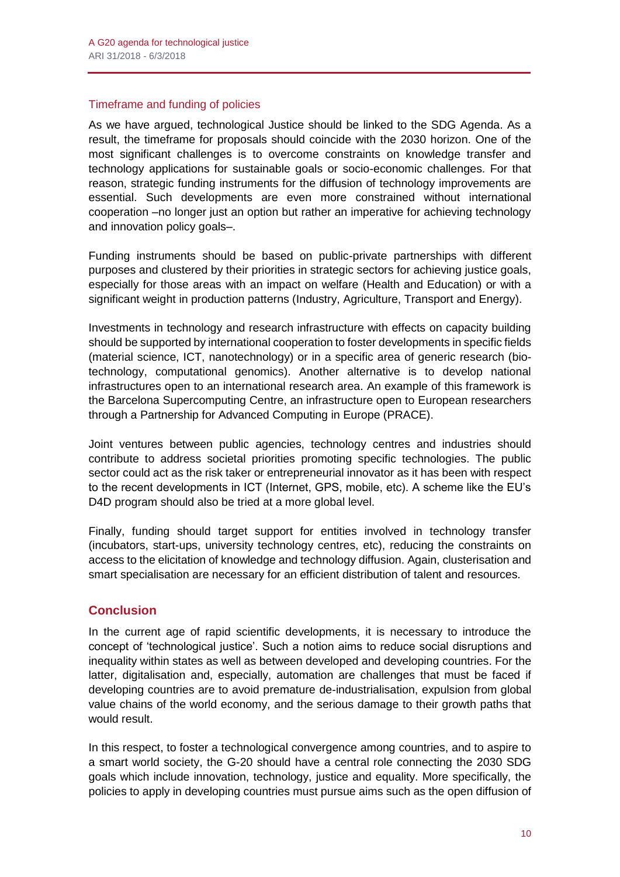### Timeframe and funding of policies

As we have argued, technological Justice should be linked to the SDG Agenda. As a result, the timeframe for proposals should coincide with the 2030 horizon. One of the most significant challenges is to overcome constraints on knowledge transfer and technology applications for sustainable goals or socio-economic challenges. For that reason, strategic funding instruments for the diffusion of technology improvements are essential. Such developments are even more constrained without international cooperation –no longer just an option but rather an imperative for achieving technology and innovation policy goals–.

Funding instruments should be based on public-private partnerships with different purposes and clustered by their priorities in strategic sectors for achieving justice goals, especially for those areas with an impact on welfare (Health and Education) or with a significant weight in production patterns (Industry, Agriculture, Transport and Energy).

Investments in technology and research infrastructure with effects on capacity building should be supported by international cooperation to foster developments in specific fields (material science, ICT, nanotechnology) or in a specific area of generic research (bio-technology, computational genomics). Another alternative is to develop national infrastructures open to an international research area. An example of this framework is the Barcelona Supercomputing Centre, an infrastructure open to European researchers through a Partnership for Advanced Computing in Europe (PRACE).

Joint ventures between public agencies, technology centres and industries should contribute to address societal priorities promoting specific technologies. The public sector could act as the risk taker or entrepreneurial innovator as it has been with respect to the recent developments in ICT (Internet, GPS, mobile, etc). A scheme like the EU's D4D program should also be tried at a more global level.

Finally, funding should target support for entities involved in technology transfer (incubators, start-ups, university technology centres, etc), reducing the constraints on access to the elicitation of knowledge and technology diffusion. Again, clusterisation and smart specialisation are necessary for an efficient distribution of talent and resources.

## Conclusion

In the current age of rapid scientific developments, it is necessary to introduce the concept of 'technological justice'. Such a notion aims to reduce social disruptions and inequality within states as well as between developed and developing countries. For the latter, digitalisation and, especially, automation are challenges that must be faced if developing countries are to avoid premature de-industrialisation, expulsion from global value chains of the world economy, and the serious damage to their growth paths that would result.

In this respect, to foster a technological convergence among countries, and to aspire to a smart world society, the G-20 should have a central role connecting the 2030 SDG goals which include innovation, technology, justice and equality. More specifically, the policies to apply in developing countries must pursue aims such as the open diffusion of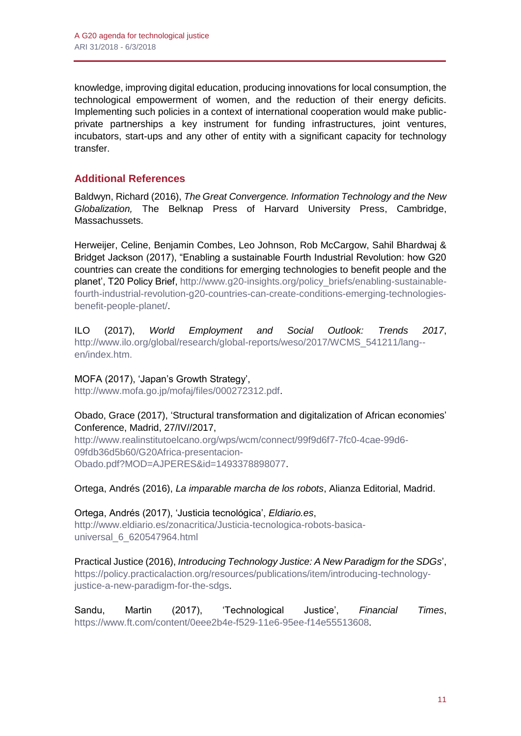knowledge, improving digital education, producing innovations for local consumption, the technological empowerment of women, and the reduction of their energy deficits. Implementing such policies in a context of international cooperation would make public-private partnerships a key instrument for funding infrastructures, joint ventures, incubators, start-ups and any other of entity with a significant capacity for technology transfer.

## Additional References

Baldwyn, Richard (2016), *The Great Convergence. Information Technology and the New Globalization,* The Belknap Press of Harvard University Press, Cambridge, Massachussets.

Herweijer, Celine, Benjamin Combes, Leo Johnson, Rob McCargow, Sahil Bhardwaj & Bridget Jackson (2017), "Enabling a sustainable Fourth Industrial Revolution: how G20 countries can create the conditions for emerging technologies to benefit people and the planet', T20 Policy Brief, http://www.g20-insights.org/policy_briefs/enabling-sustainable-fourth-industrial-revolution-g20-countries-can-create-conditions-emerging-technologies-benefit-people-planet/.

ILO (2017), *World Employment and Social Outlook: Trends 2017*, http://www.ilo.org/global/research/global-reports/weso/2017/WCMS_541211/lang--en/index.htm.

MOFA (2017), 'Japan's Growth Strategy', http://www.mofa.go.jp/mofaj/files/000272312.pdf.

Obado, Grace (2017), 'Structural transformation and digitalization of African economies' Conference, Madrid, 27/IV//2017, http://www.realinstitutoelcano.org/wps/wcm/connect/99f9d6f7-7fc0-4cae-99d6-09fdb36d5b60/G20Africa-presentacion-Obado.pdf?MOD=AJPERES&id=1493378898077.

Ortega, Andrés (2016), *La imparable marcha de los robots*, Alianza Editorial, Madrid.

Ortega, Andrés (2017), 'Justicia tecnológica', *Eldiario.es*, http://www.eldiario.es/zonacritica/Justicia-tecnologica-robots-basica-universal_6_620547964.html

Practical Justice (2016), *Introducing Technology Justice: A New Paradigm for the SDGs*', https://policy.practicalaction.org/resources/publications/item/introducing-technology-justice-a-new-paradigm-for-the-sdgs.

Sandu, Martin (2017), 'Technological Justice', *Financial Times*, https://www.ft.com/content/0eee2b4e-f529-11e6-95ee-f14e55513608.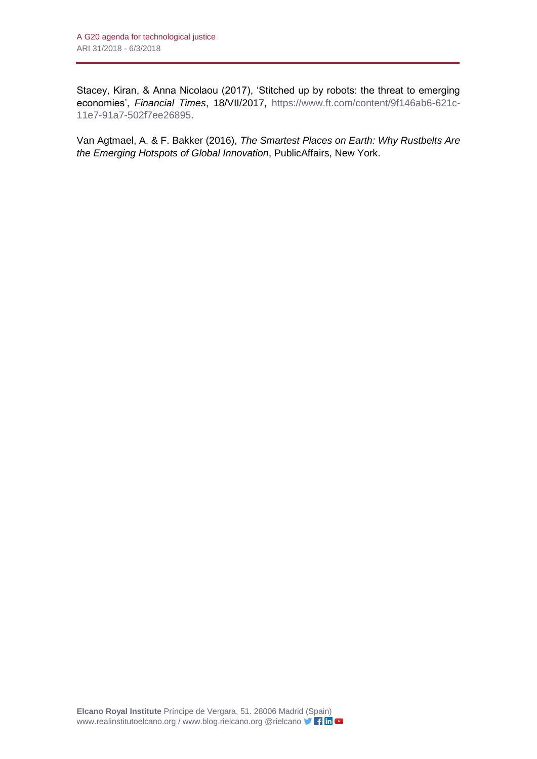Stacey, Kiran, & Anna Nicolaou (2017), 'Stitched up by robots: the threat to emerging economies', *Financial Times*, 18/VII/2017, https://www.ft.com/content/9f146ab6-621c-11e7-91a7-502f7ee26895.

Van Agtmael, A. & F. Bakker (2016), *The Smartest Places on Earth: Why Rustbelts Are the Emerging Hotspots of Global Innovation*, PublicAffairs, New York.